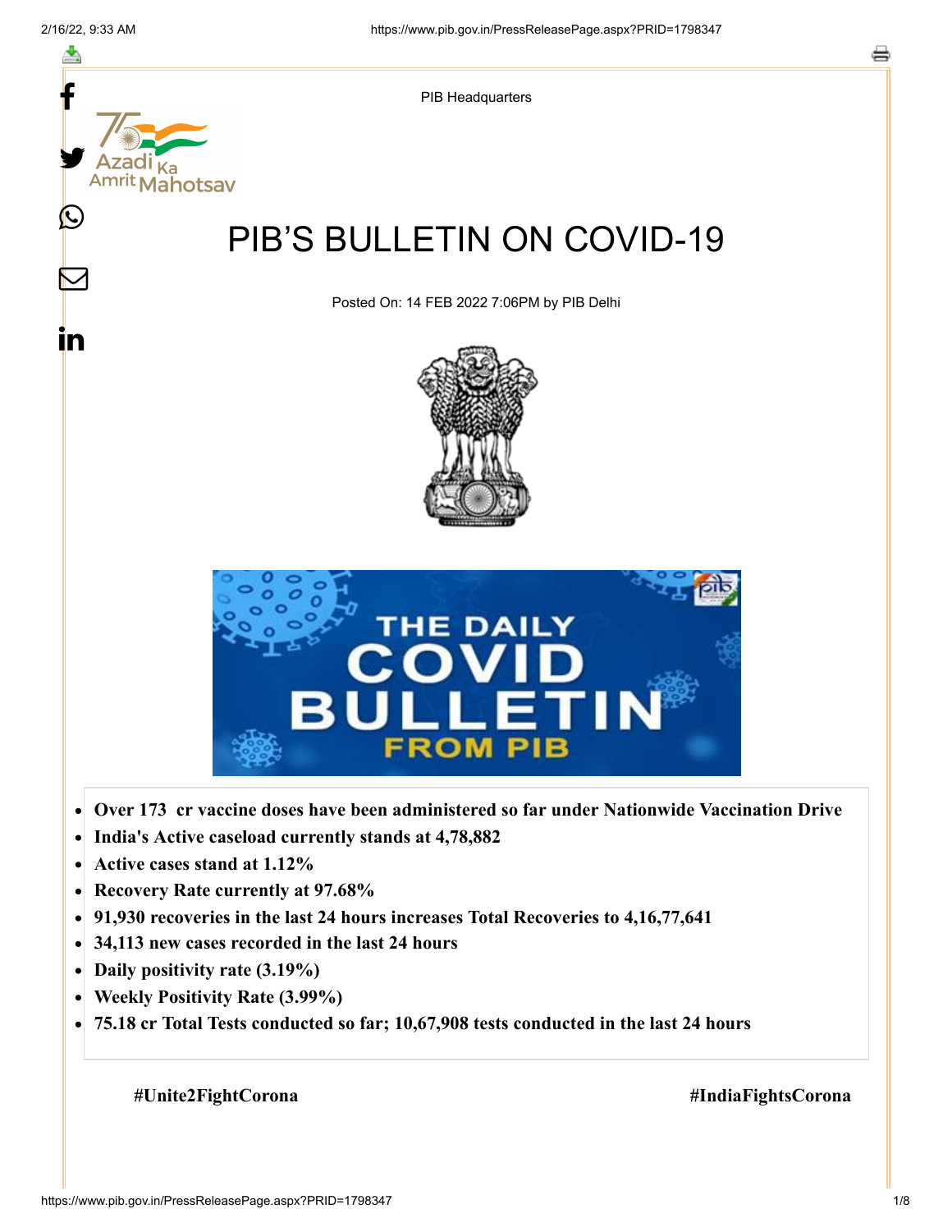PIB Headquarters

# PIB'S BULLETIN ON COVID-19

Posted On: 14 FEB 2022 7:06PM by PIB Delhi

- **Over 173 cr vaccine doses have been administered so far under Nationwide Vaccination Drive**
- **India's Active caseload currently stands at 4,78,882**
- **Active cases stand at 1.12%**
- **Recovery Rate currently at 97.68%**
- **91,930 recoveries in the last 24 hours increases Total Recoveries to 4,16,77,641**
- **34,113 new cases recorded in the last 24 hours**
- **Daily positivity rate (3.19%)**
- **Weekly Positivity Rate (3.99%)**
- **75.18 cr Total Tests conducted so far; 10,67,908 tests conducted in the last 24 hours**

**#Unite2FightCorona** **#IndiaFightsCorona**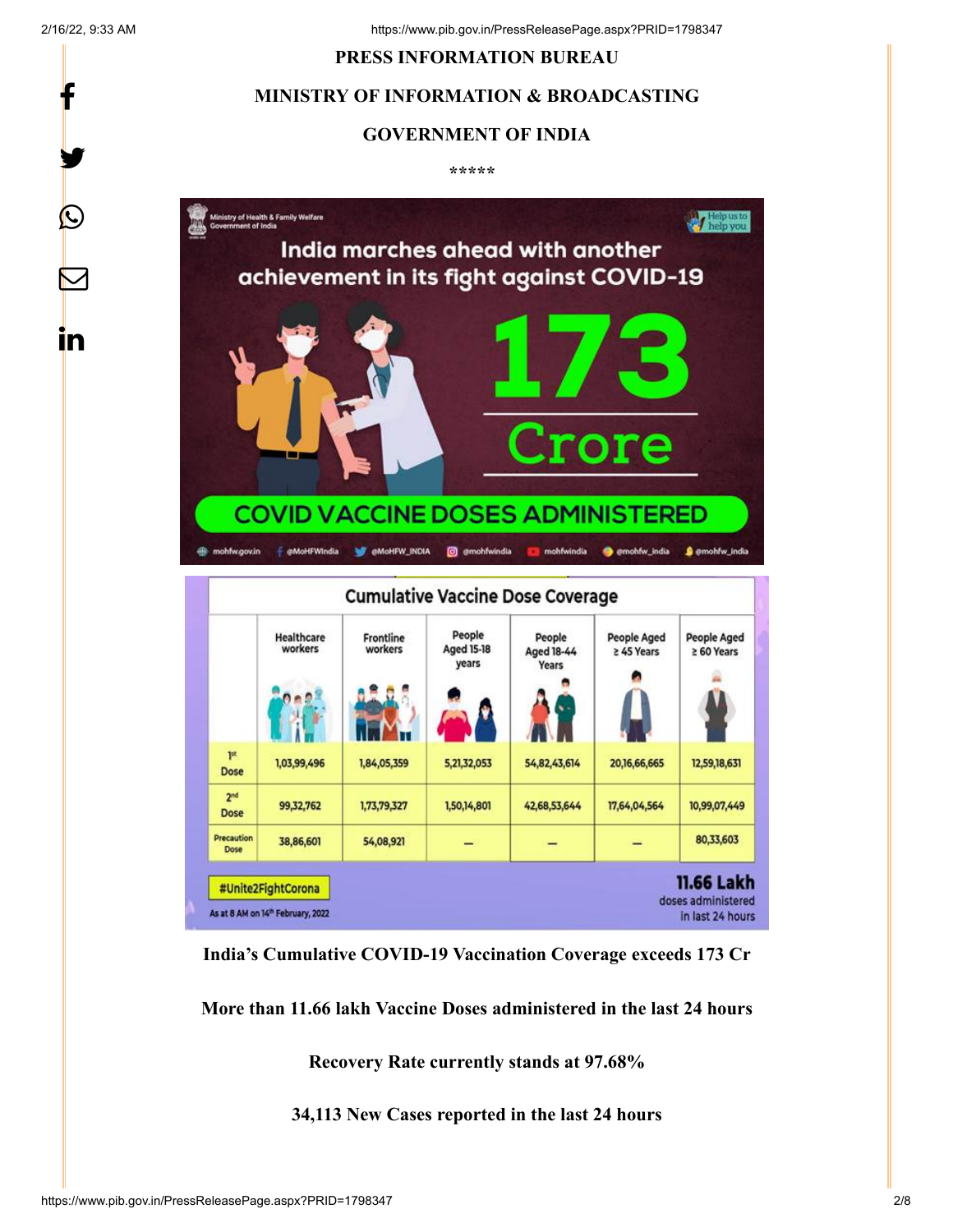**PRESS INFORMATION BUREAU**

**MINISTRY OF INFORMATION & BROADCASTING**

**GOVERNMENT OF INDIA**

\*\*\*\*\*

Ministry of Health & Family Welfare
Government of India

India marches ahead with another achievement in its fight against COVID-19

173 Crore

COVID VACCINE DOSES ADMINISTERED

**Cumulative Vaccine Dose Coverage**

| | Healthcare workers | Frontline workers | People Aged 15-18 years | People Aged 18-44 Years | People Aged ≥ 45 Years | People Aged ≥ 60 Years |
|---|---|---|---|---|---|---|
| 1st Dose | 1,03,99,496 | 1,84,05,359 | 5,21,32,053 | 54,82,43,614 | 20,16,66,665 | 12,59,18,631 |
| 2nd Dose | 99,32,762 | 1,73,79,327 | 1,50,14,801 | 42,68,53,644 | 17,64,04,564 | 10,99,07,449 |
| Precaution Dose | 38,86,601 | 54,08,921 | – | – | – | 80,33,603 |

#Unite2FightCorona

As at 8 AM on 14th February, 2022

11.66 Lakh doses administered in last 24 hours

**India's Cumulative COVID-19 Vaccination Coverage exceeds 173 Cr**

**More than 11.66 lakh Vaccine Doses administered in the last 24 hours**

**Recovery Rate currently stands at 97.68%**

**34,113 New Cases reported in the last 24 hours**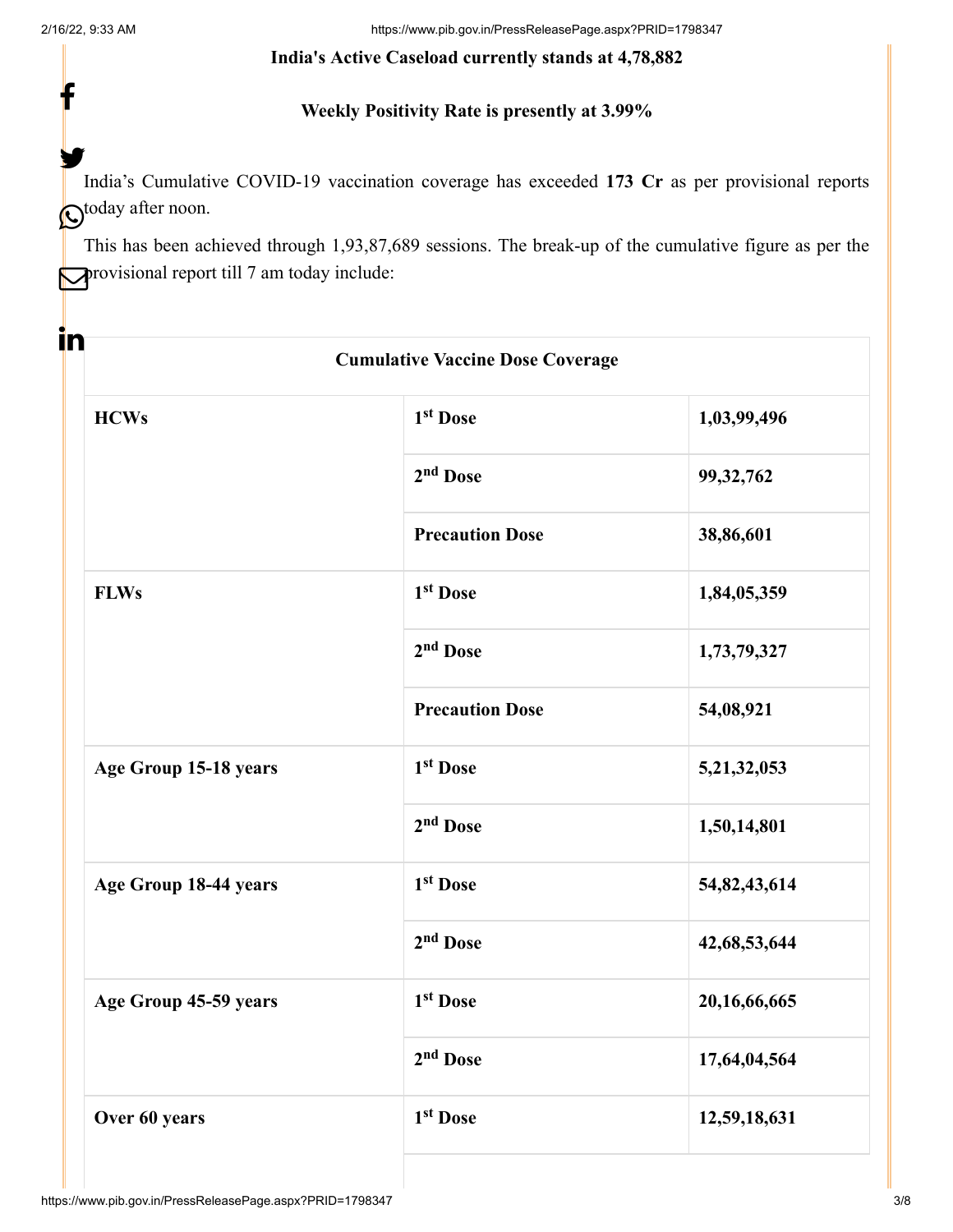**India's Active Caseload currently stands at 4,78,882**

**Weekly Positivity Rate is presently at 3.99%**

India's Cumulative COVID-19 vaccination coverage has exceeded **173 Cr** as per provisional reports today after noon.

This has been achieved through 1,93,87,689 sessions. The break-up of the cumulative figure as per the provisional report till 7 am today include:

| Cumulative Vaccine Dose Coverage | | |
|---|---|---|
| **HCWs** | **1st Dose** | **1,03,99,496** |
| | **2nd Dose** | **99,32,762** |
| | **Precaution Dose** | **38,86,601** |
| **FLWs** | **1st Dose** | **1,84,05,359** |
| | **2nd Dose** | **1,73,79,327** |
| | **Precaution Dose** | **54,08,921** |
| **Age Group 15-18 years** | **1st Dose** | **5,21,32,053** |
| | **2nd Dose** | **1,50,14,801** |
| **Age Group 18-44 years** | **1st Dose** | **54,82,43,614** |
| | **2nd Dose** | **42,68,53,644** |
| **Age Group 45-59 years** | **1st Dose** | **20,16,66,665** |
| | **2nd Dose** | **17,64,04,564** |
| **Over 60 years** | **1st Dose** | **12,59,18,631** |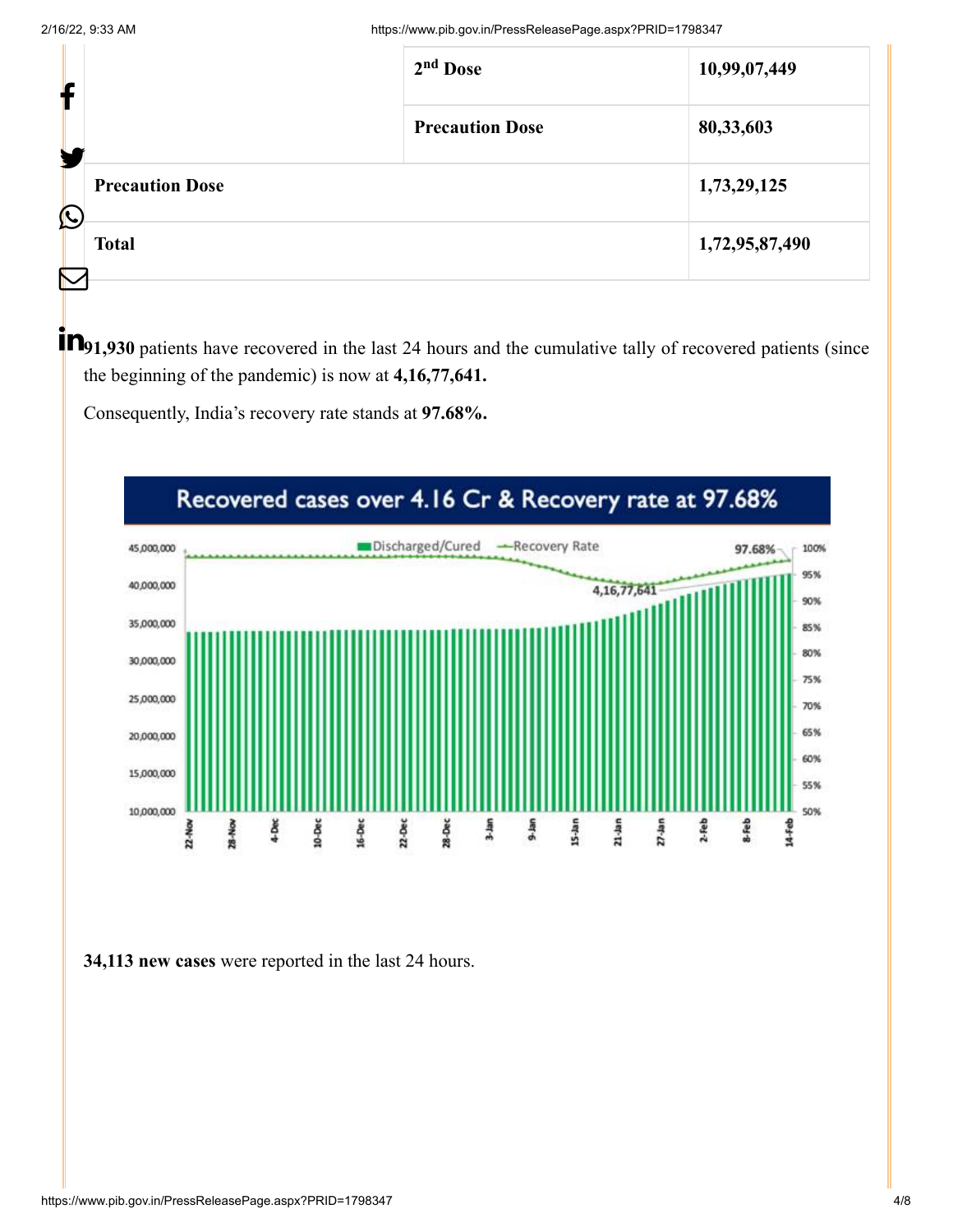|  | 2nd Dose | 10,99,07,449 |
|---|---|---|
|  | Precaution Dose | 80,33,603 |
| Precaution Dose |  | 1,73,29,125 |
| Total |  | 1,72,95,87,490 |

**91,930** patients have recovered in the last 24 hours and the cumulative tally of recovered patients (since the beginning of the pandemic) is now at **4,16,77,641.**

Consequently, India's recovery rate stands at **97.68%.**

**34,113 new cases** were reported in the last 24 hours.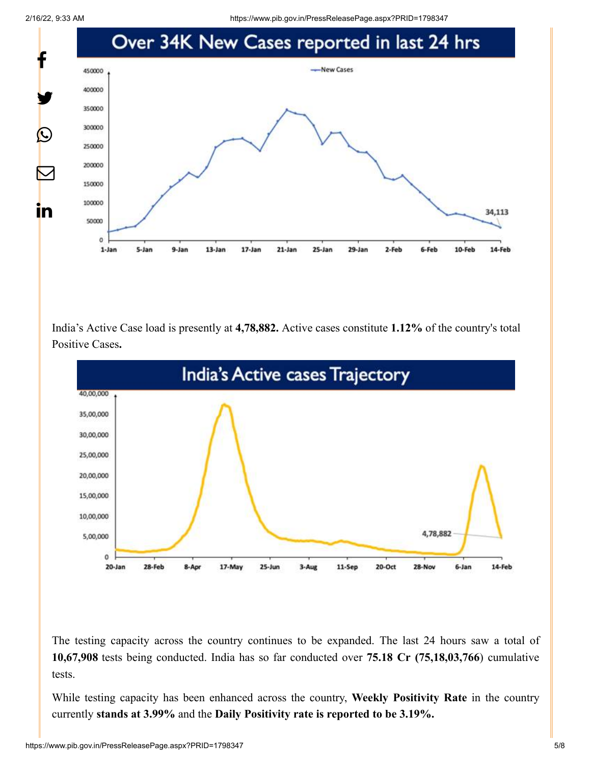Over 34K New Cases reported in last 24 hrs

India's Active Case load is presently at **4,78,882.** Active cases constitute **1.12%** of the country's total Positive Cases**.**

India's Active cases Trajectory

The testing capacity across the country continues to be expanded. The last 24 hours saw a total of **10,67,908** tests being conducted. India has so far conducted over **75.18 Cr (75,18,03,766)** cumulative tests.

While testing capacity has been enhanced across the country, **Weekly Positivity Rate** in the country currently **stands at 3.99%** and the **Daily Positivity rate is reported to be 3.19%.**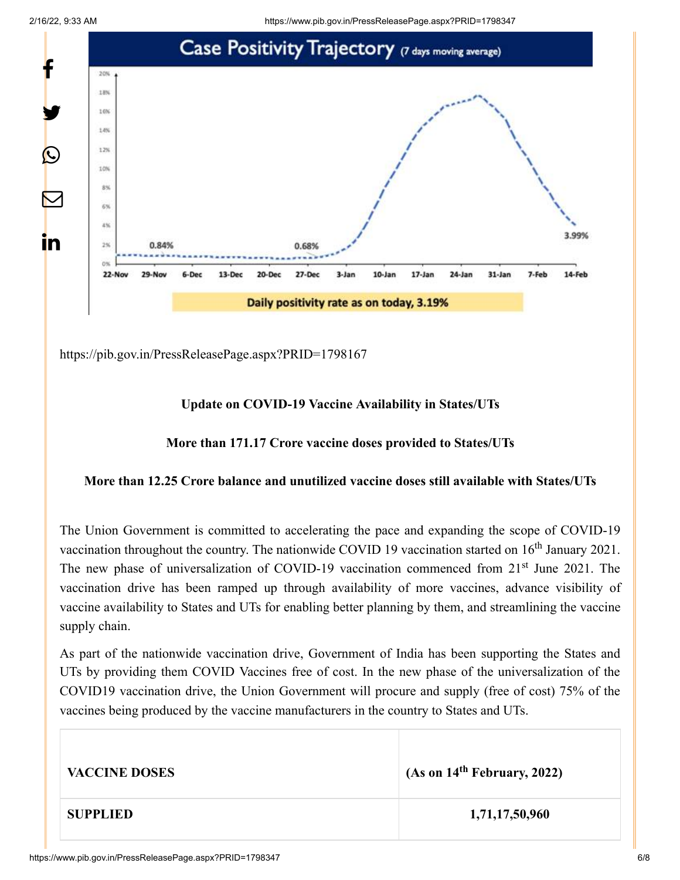https://pib.gov.in/PressReleasePage.aspx?PRID=1798167

**Update on COVID-19 Vaccine Availability in States/UTs**

**More than 171.17 Crore vaccine doses provided to States/UTs**

**More than 12.25 Crore balance and unutilized vaccine doses still available with States/UTs**

The Union Government is committed to accelerating the pace and expanding the scope of COVID-19 vaccination throughout the country. The nationwide COVID 19 vaccination started on 16th January 2021. The new phase of universalization of COVID-19 vaccination commenced from 21st June 2021. The vaccination drive has been ramped up through availability of more vaccines, advance visibility of vaccine availability to States and UTs for enabling better planning by them, and streamlining the vaccine supply chain.

As part of the nationwide vaccination drive, Government of India has been supporting the States and UTs by providing them COVID Vaccines free of cost. In the new phase of the universalization of the COVID19 vaccination drive, the Union Government will procure and supply (free of cost) 75% of the vaccines being produced by the vaccine manufacturers in the country to States and UTs.

| VACCINE DOSES | (As on 14th February, 2022) |
|---|---|
| SUPPLIED | 1,71,17,50,960 |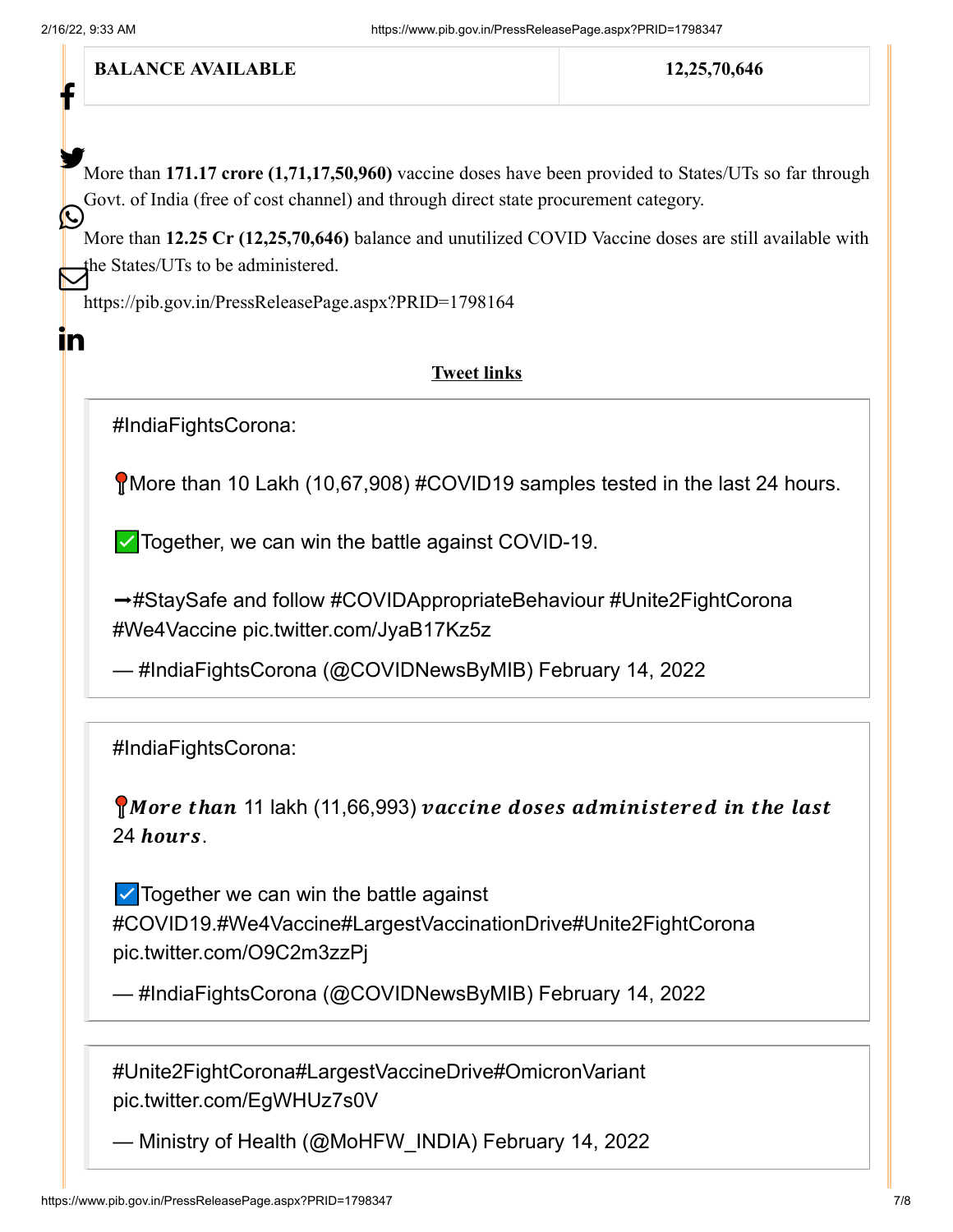| BALANCE AVAILABLE | 12,25,70,646 |
|---|---|

More than **171.17 crore (1,71,17,50,960)** vaccine doses have been provided to States/UTs so far through Govt. of India (free of cost channel) and through direct state procurement category.

More than **12.25 Cr (12,25,70,646)** balance and unutilized COVID Vaccine doses are still available with the States/UTs to be administered.

https://pib.gov.in/PressReleasePage.aspx?PRID=1798164

**Tweet links**

> #IndiaFightsCorona:
>
> 📍More than 10 Lakh (10,67,908) #COVID19 samples tested in the last 24 hours.
>
> ✅Together, we can win the battle against COVID-19.
>
> ➡#StaySafe and follow #COVIDAppropriateBehaviour #Unite2FightCorona #We4Vaccine pic.twitter.com/JyaB17Kz5z
>
> — #IndiaFightsCorona (@COVIDNewsByMIB) February 14, 2022

> #IndiaFightsCorona:
>
> 📍***More than*** 11 lakh (11,66,993) ***vaccine doses administered in the last*** 24 ***hours***.
>
> ☑️Together we can win the battle against #COVID19.#We4Vaccine#LargestVaccinationDrive#Unite2FightCorona pic.twitter.com/O9C2m3zzPj
>
> — #IndiaFightsCorona (@COVIDNewsByMIB) February 14, 2022

> #Unite2FightCorona#LargestVaccineDrive#OmicronVariant pic.twitter.com/EgWHUz7s0V
>
> — Ministry of Health (@MoHFW_INDIA) February 14, 2022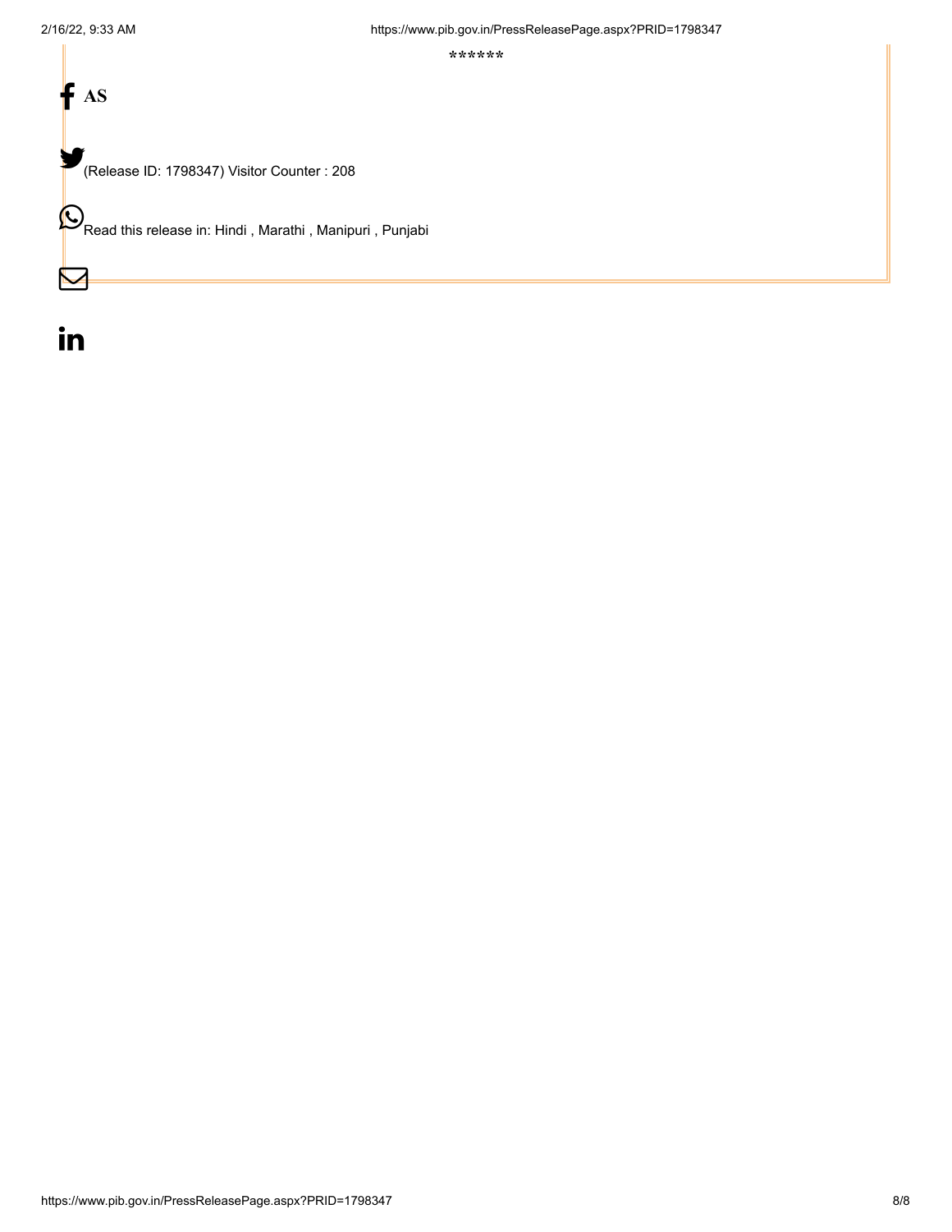******

**AS**

(Release ID: 1798347) Visitor Counter : 208

Read this release in: Hindi , Marathi , Manipuri , Punjabi